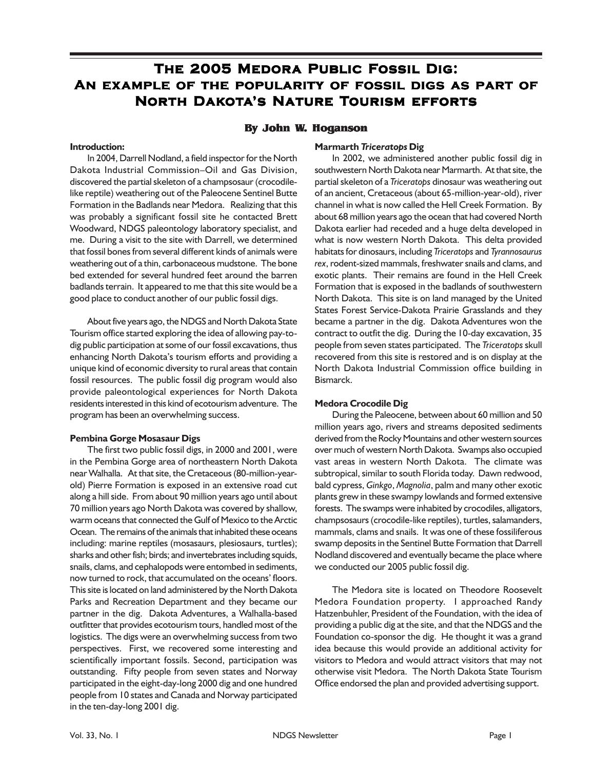# The 2005 Medora Public Fossil Dig: An example of the popularity of fossil digs as part of North Dakota's Nature Tourism efforts

**By John W. Hoganson**

**Introduction:**

In 2004, Darrell Nodland, a field inspector for the North Dakota Industrial Commission–Oil and Gas Division, discovered the partial skeleton of a champsosaur (crocodile-like reptile) weathering out of the Paleocene Sentinel Butte Formation in the Badlands near Medora. Realizing that this was probably a significant fossil site he contacted Brett Woodward, NDGS paleontology laboratory specialist, and me. During a visit to the site with Darrell, we determined that fossil bones from several different kinds of animals were weathering out of a thin, carbonaceous mudstone. The bone bed extended for several hundred feet around the barren badlands terrain. It appeared to me that this site would be a good place to conduct another of our public fossil digs.

About five years ago, the NDGS and North Dakota State Tourism office started exploring the idea of allowing pay-to-dig public participation at some of our fossil excavations, thus enhancing North Dakota's tourism efforts and providing a unique kind of economic diversity to rural areas that contain fossil resources. The public fossil dig program would also provide paleontological experiences for North Dakota residents interested in this kind of ecotourism adventure. The program has been an overwhelming success.

**Pembina Gorge Mosasaur Digs**

The first two public fossil digs, in 2000 and 2001, were in the Pembina Gorge area of northeastern North Dakota near Walhalla. At that site, the Cretaceous (80-million-year-old) Pierre Formation is exposed in an extensive road cut along a hill side. From about 90 million years ago until about 70 million years ago North Dakota was covered by shallow, warm oceans that connected the Gulf of Mexico to the Arctic Ocean. The remains of the animals that inhabited these oceans including: marine reptiles (mosasaurs, plesiosaurs, turtles); sharks and other fish; birds; and invertebrates including squids, snails, clams, and cephalopods were entombed in sediments, now turned to rock, that accumulated on the oceans' floors. This site is located on land administered by the North Dakota Parks and Recreation Department and they became our partner in the dig. Dakota Adventures, a Walhalla-based outfitter that provides ecotourism tours, handled most of the logistics. The digs were an overwhelming success from two perspectives. First, we recovered some interesting and scientifically important fossils. Second, participation was outstanding. Fifty people from seven states and Norway participated in the eight-day-long 2000 dig and one hundred people from 10 states and Canada and Norway participated in the ten-day-long 2001 dig.

**Marmarth *Triceratops* Dig**

In 2002, we administered another public fossil dig in southwestern North Dakota near Marmarth. At that site, the partial skeleton of a *Triceratops* dinosaur was weathering out of an ancient, Cretaceous (about 65-million-year-old), river channel in what is now called the Hell Creek Formation. By about 68 million years ago the ocean that had covered North Dakota earlier had receded and a huge delta developed in what is now western North Dakota. This delta provided habitats for dinosaurs, including *Triceratops* and *Tyrannosaurus rex*, rodent-sized mammals, freshwater snails and clams, and exotic plants. Their remains are found in the Hell Creek Formation that is exposed in the badlands of southwestern North Dakota. This site is on land managed by the United States Forest Service-Dakota Prairie Grasslands and they became a partner in the dig. Dakota Adventures won the contract to outfit the dig. During the 10-day excavation, 35 people from seven states participated. The *Triceratops* skull recovered from this site is restored and is on display at the North Dakota Industrial Commission office building in Bismarck.

**Medora Crocodile Dig**

During the Paleocene, between about 60 million and 50 million years ago, rivers and streams deposited sediments derived from the Rocky Mountains and other western sources over much of western North Dakota. Swamps also occupied vast areas in western North Dakota. The climate was subtropical, similar to south Florida today. Dawn redwood, bald cypress, *Ginkgo*, *Magnolia*, palm and many other exotic plants grew in these swampy lowlands and formed extensive forests. The swamps were inhabited by crocodiles, alligators, champsosaurs (crocodile-like reptiles), turtles, salamanders, mammals, clams and snails. It was one of these fossiliferous swamp deposits in the Sentinel Butte Formation that Darrell Nodland discovered and eventually became the place where we conducted our 2005 public fossil dig.

The Medora site is located on Theodore Roosevelt Medora Foundation property. I approached Randy Hatzenbuhler, President of the Foundation, with the idea of providing a public dig at the site, and that the NDGS and the Foundation co-sponsor the dig. He thought it was a grand idea because this would provide an additional activity for visitors to Medora and would attract visitors that may not otherwise visit Medora. The North Dakota State Tourism Office endorsed the plan and provided advertising support.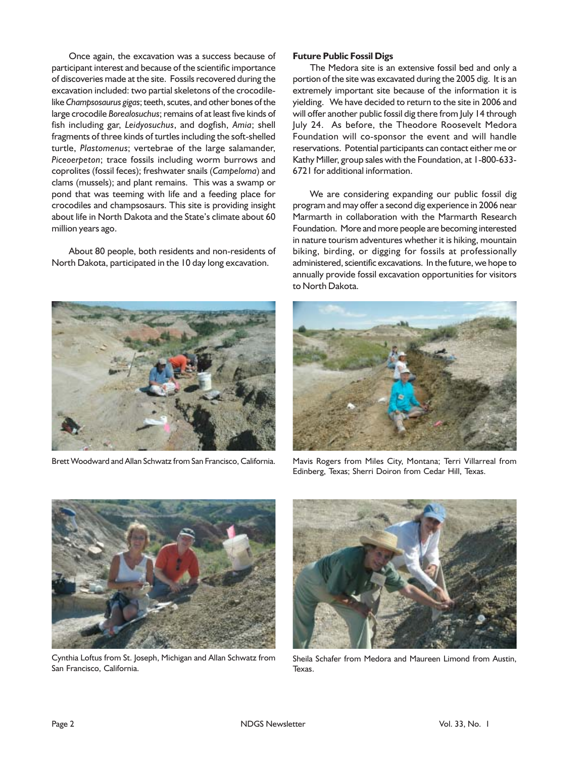Once again, the excavation was a success because of participant interest and because of the scientific importance of discoveries made at the site. Fossils recovered during the excavation included: two partial skeletons of the crocodile-like *Champsosaurus gigas*; teeth, scutes, and other bones of the large crocodile *Borealosuchus*; remains of at least five kinds of fish including gar, *Leidyosuchus*, and dogfish, *Amia*; shell fragments of three kinds of turtles including the soft-shelled turtle, *Plastomenus*; vertebrae of the large salamander, *Piceoerpeton*; trace fossils including worm burrows and coprolites (fossil feces); freshwater snails (*Campeloma*) and clams (mussels); and plant remains. This was a swamp or pond that was teeming with life and a feeding place for crocodiles and champsosaurs. This site is providing insight about life in North Dakota and the State's climate about 60 million years ago.

About 80 people, both residents and non-residents of North Dakota, participated in the 10 day long excavation.

**Future Public Fossil Digs**

The Medora site is an extensive fossil bed and only a portion of the site was excavated during the 2005 dig. It is an extremely important site because of the information it is yielding. We have decided to return to the site in 2006 and will offer another public fossil dig there from July 14 through July 24. As before, the Theodore Roosevelt Medora Foundation will co-sponsor the event and will handle reservations. Potential participants can contact either me or Kathy Miller, group sales with the Foundation, at 1-800-633-6721 for additional information.

We are considering expanding our public fossil dig program and may offer a second dig experience in 2006 near Marmarth in collaboration with the Marmarth Research Foundation. More and more people are becoming interested in nature tourism adventures whether it is hiking, mountain biking, birding, or digging for fossils at professionally administered, scientific excavations. In the future, we hope to annually provide fossil excavation opportunities for visitors to North Dakota.

Brett Woodward and Allan Schwatz from San Francisco, California.

Mavis Rogers from Miles City, Montana; Terri Villarreal from Edinberg, Texas; Sherri Doiron from Cedar Hill, Texas.

Cynthia Loftus from St. Joseph, Michigan and Allan Schwatz from San Francisco, California.

Sheila Schafer from Medora and Maureen Limond from Austin, Texas.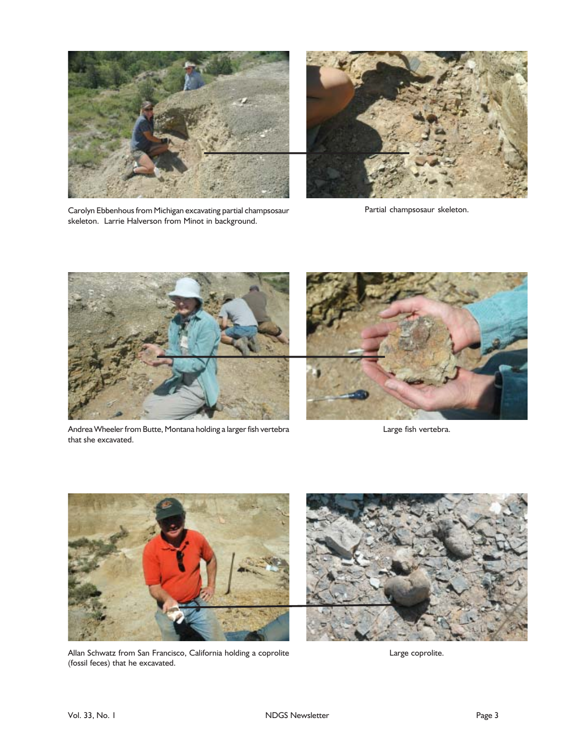Carolyn Ebbenhous from Michigan excavating partial champsosaur skeleton. Larrie Halverson from Minot in background.

Partial champsosaur skeleton.

Andrea Wheeler from Butte, Montana holding a larger fish vertebra that she excavated.

Large fish vertebra.

Allan Schwatz from San Francisco, California holding a coprolite (fossil feces) that he excavated.

Large coprolite.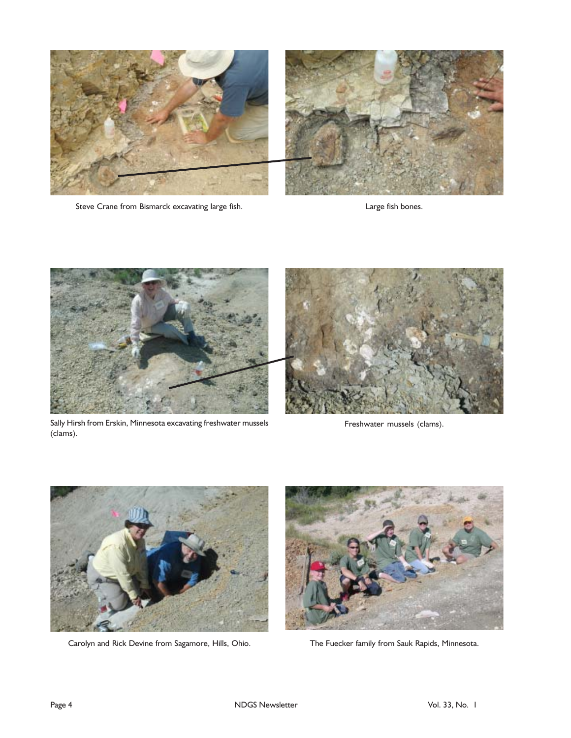Steve Crane from Bismarck excavating large fish.

Large fish bones.

Sally Hirsh from Erskin, Minnesota excavating freshwater mussels (clams).

Freshwater mussels (clams).

Carolyn and Rick Devine from Sagamore, Hills, Ohio.

The Fuecker family from Sauk Rapids, Minnesota.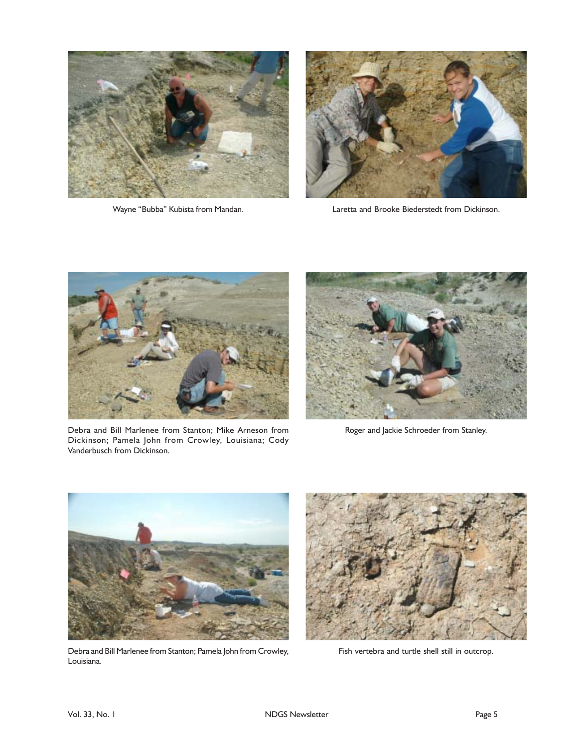Wayne “Bubba” Kubista from Mandan.

Laretta and Brooke Biederstedt from Dickinson.

Debra and Bill Marlenee from Stanton; Mike Arneson from Dickinson; Pamela John from Crowley, Louisiana; Cody Vanderbusch from Dickinson.

Roger and Jackie Schroeder from Stanley.

Debra and Bill Marlenee from Stanton; Pamela John from Crowley, Louisiana.

Fish vertebra and turtle shell still in outcrop.